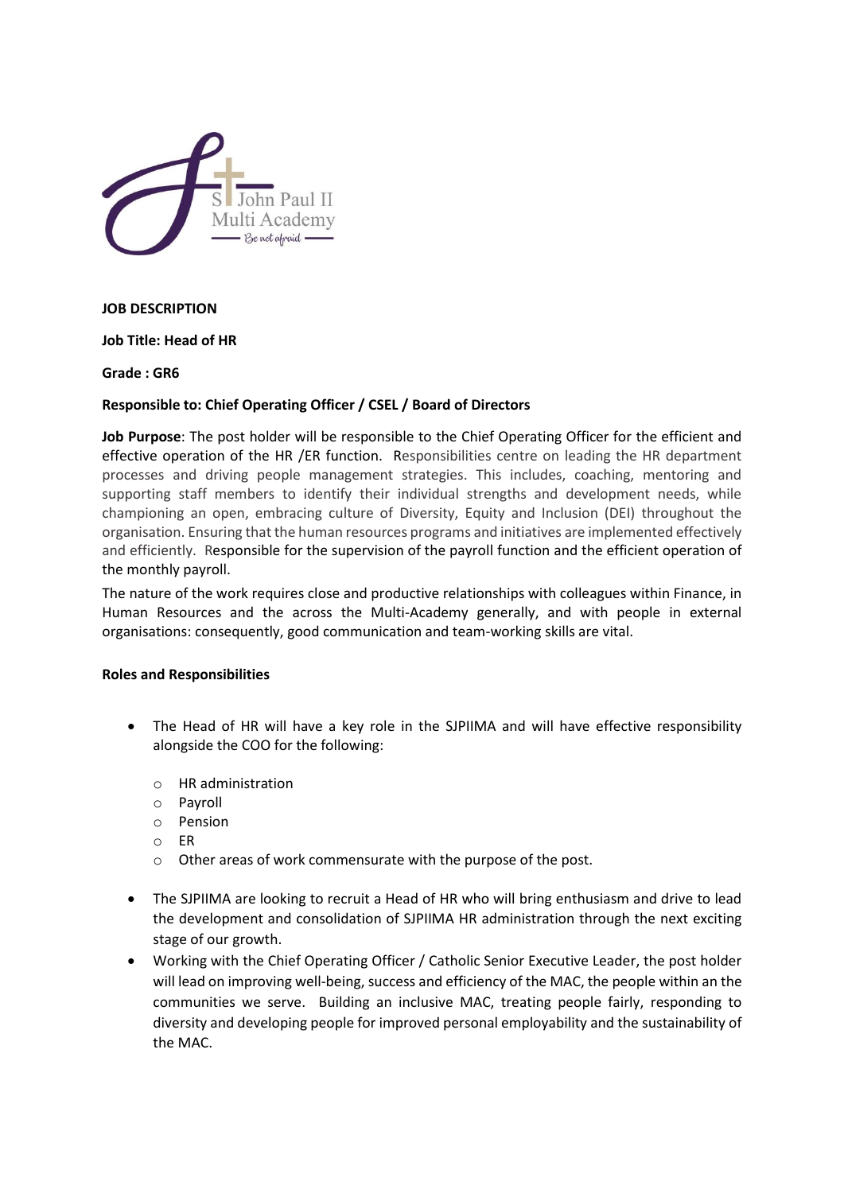**JOB DESCRIPTION**

**Job Title: Head of HR**

**Grade : GR6**

**Responsible to: Chief Operating Officer / CSEL / Board of Directors**

**Job Purpose**: The post holder will be responsible to the Chief Operating Officer for the efficient and effective operation of the HR /ER function. Responsibilities centre on leading the HR department processes and driving people management strategies. This includes, coaching, mentoring and supporting staff members to identify their individual strengths and development needs, while championing an open, embracing culture of Diversity, Equity and Inclusion (DEI) throughout the organisation. Ensuring that the human resources programs and initiatives are implemented effectively and efficiently. Responsible for the supervision of the payroll function and the efficient operation of the monthly payroll.

The nature of the work requires close and productive relationships with colleagues within Finance, in Human Resources and the across the Multi-Academy generally, and with people in external organisations: consequently, good communication and team-working skills are vital.

**Roles and Responsibilities**

- The Head of HR will have a key role in the SJPIIMA and will have effective responsibility alongside the COO for the following:
    - HR administration
    - Payroll
    - Pension
    - ER
    - Other areas of work commensurate with the purpose of the post.
- The SJPIIMA are looking to recruit a Head of HR who will bring enthusiasm and drive to lead the development and consolidation of SJPIIMA HR administration through the next exciting stage of our growth.
- Working with the Chief Operating Officer / Catholic Senior Executive Leader, the post holder will lead on improving well-being, success and efficiency of the MAC, the people within an the communities we serve. Building an inclusive MAC, treating people fairly, responding to diversity and developing people for improved personal employability and the sustainability of the MAC.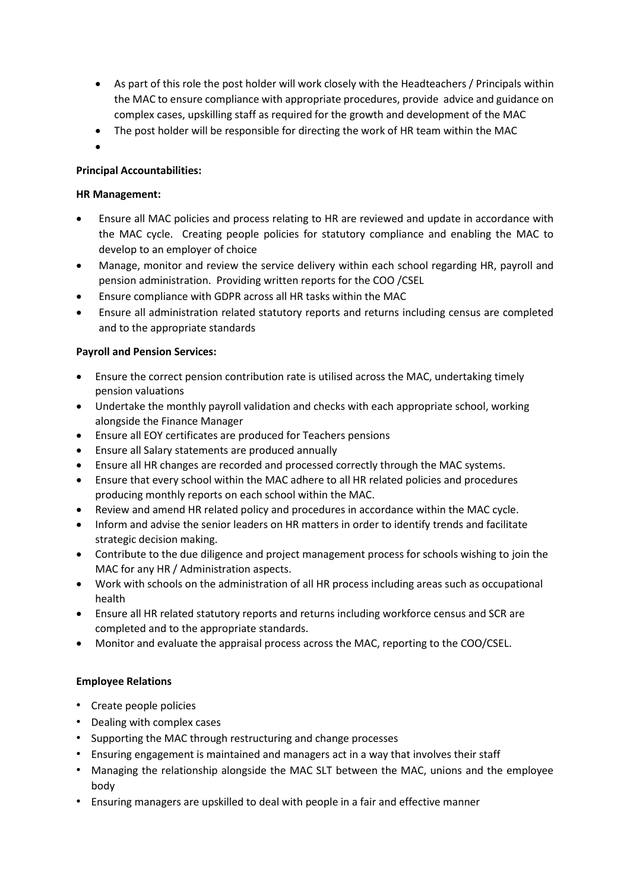- As part of this role the post holder will work closely with the Headteachers / Principals within the MAC to ensure compliance with appropriate procedures, provide advice and guidance on complex cases, upskilling staff as required for the growth and development of the MAC
- The post holder will be responsible for directing the work of HR team within the MAC

**Principal Accountabilities:**

**HR Management:**

- Ensure all MAC policies and process relating to HR are reviewed and update in accordance with the MAC cycle. Creating people policies for statutory compliance and enabling the MAC to develop to an employer of choice
- Manage, monitor and review the service delivery within each school regarding HR, payroll and pension administration. Providing written reports for the COO /CSEL
- Ensure compliance with GDPR across all HR tasks within the MAC
- Ensure all administration related statutory reports and returns including census are completed and to the appropriate standards

**Payroll and Pension Services:**

- Ensure the correct pension contribution rate is utilised across the MAC, undertaking timely pension valuations
- Undertake the monthly payroll validation and checks with each appropriate school, working alongside the Finance Manager
- Ensure all EOY certificates are produced for Teachers pensions
- Ensure all Salary statements are produced annually
- Ensure all HR changes are recorded and processed correctly through the MAC systems.
- Ensure that every school within the MAC adhere to all HR related policies and procedures producing monthly reports on each school within the MAC.
- Review and amend HR related policy and procedures in accordance within the MAC cycle.
- Inform and advise the senior leaders on HR matters in order to identify trends and facilitate strategic decision making.
- Contribute to the due diligence and project management process for schools wishing to join the MAC for any HR / Administration aspects.
- Work with schools on the administration of all HR process including areas such as occupational health
- Ensure all HR related statutory reports and returns including workforce census and SCR are completed and to the appropriate standards.
- Monitor and evaluate the appraisal process across the MAC, reporting to the COO/CSEL.

**Employee Relations**

- Create people policies
- Dealing with complex cases
- Supporting the MAC through restructuring and change processes
- Ensuring engagement is maintained and managers act in a way that involves their staff
- Managing the relationship alongside the MAC SLT between the MAC, unions and the employee body
- Ensuring managers are upskilled to deal with people in a fair and effective manner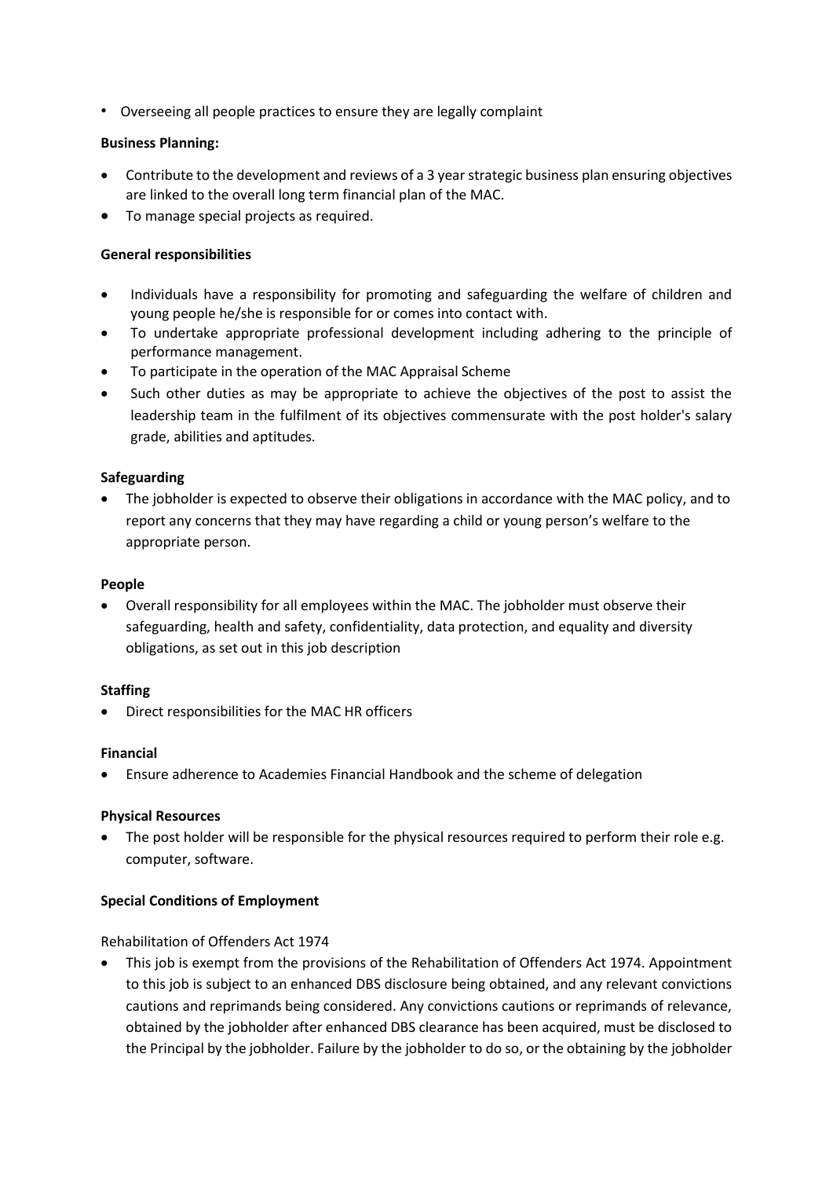- Overseeing all people practices to ensure they are legally complaint

**Business Planning:**

- Contribute to the development and reviews of a 3 year strategic business plan ensuring objectives are linked to the overall long term financial plan of the MAC.
- To manage special projects as required.

**General responsibilities**

- Individuals have a responsibility for promoting and safeguarding the welfare of children and young people he/she is responsible for or comes into contact with.
- To undertake appropriate professional development including adhering to the principle of performance management.
- To participate in the operation of the MAC Appraisal Scheme
- Such other duties as may be appropriate to achieve the objectives of the post to assist the leadership team in the fulfilment of its objectives commensurate with the post holder's salary grade, abilities and aptitudes.

**Safeguarding**

- The jobholder is expected to observe their obligations in accordance with the MAC policy, and to report any concerns that they may have regarding a child or young person's welfare to the appropriate person.

**People**

- Overall responsibility for all employees within the MAC. The jobholder must observe their safeguarding, health and safety, confidentiality, data protection, and equality and diversity obligations, as set out in this job description

**Staffing**

- Direct responsibilities for the MAC HR officers

**Financial**

- Ensure adherence to Academies Financial Handbook and the scheme of delegation

**Physical Resources**

- The post holder will be responsible for the physical resources required to perform their role e.g. computer, software.

**Special Conditions of Employment**

Rehabilitation of Offenders Act 1974

- This job is exempt from the provisions of the Rehabilitation of Offenders Act 1974. Appointment to this job is subject to an enhanced DBS disclosure being obtained, and any relevant convictions cautions and reprimands being considered. Any convictions cautions or reprimands of relevance, obtained by the jobholder after enhanced DBS clearance has been acquired, must be disclosed to the Principal by the jobholder. Failure by the jobholder to do so, or the obtaining by the jobholder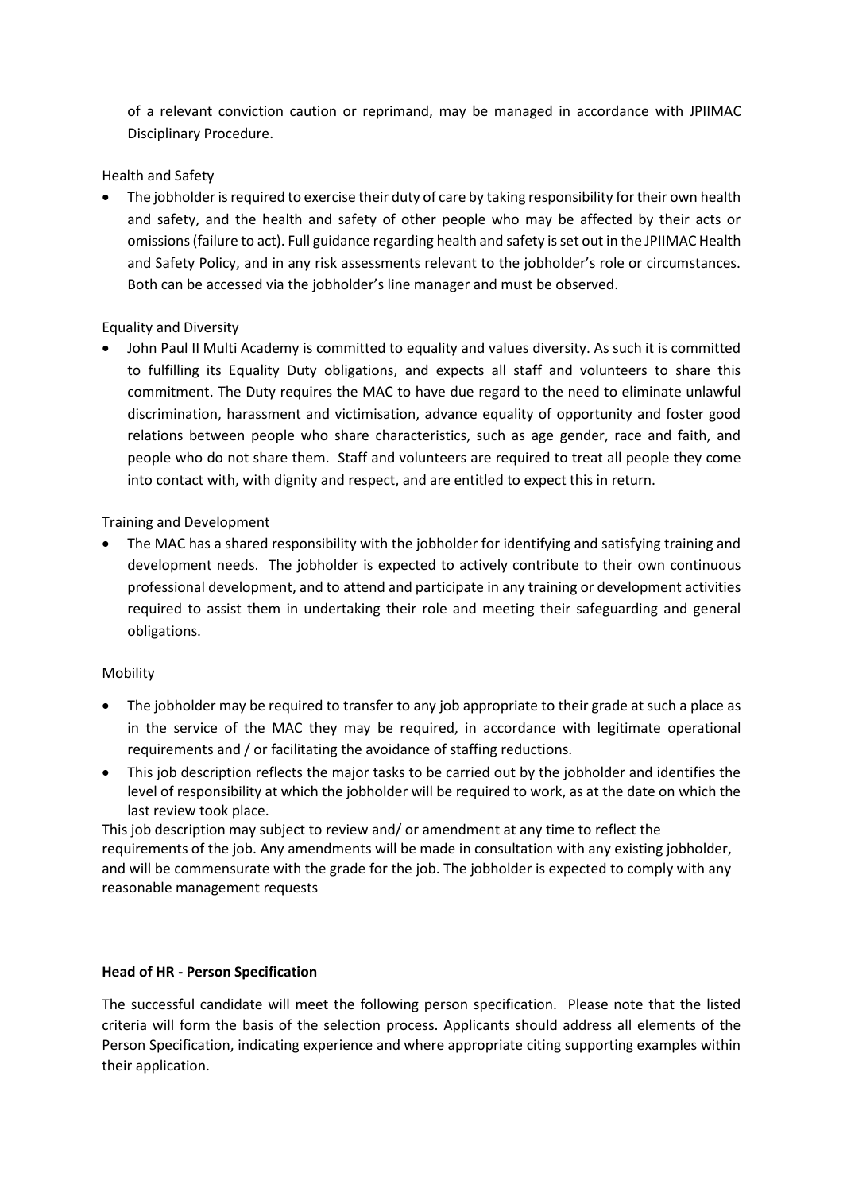of a relevant conviction caution or reprimand, may be managed in accordance with JPIIMAC Disciplinary Procedure.

Health and Safety

- The jobholder is required to exercise their duty of care by taking responsibility for their own health and safety, and the health and safety of other people who may be affected by their acts or omissions (failure to act). Full guidance regarding health and safety is set out in the JPIIMAC Health and Safety Policy, and in any risk assessments relevant to the jobholder's role or circumstances. Both can be accessed via the jobholder's line manager and must be observed.

Equality and Diversity

- John Paul II Multi Academy is committed to equality and values diversity. As such it is committed to fulfilling its Equality Duty obligations, and expects all staff and volunteers to share this commitment. The Duty requires the MAC to have due regard to the need to eliminate unlawful discrimination, harassment and victimisation, advance equality of opportunity and foster good relations between people who share characteristics, such as age gender, race and faith, and people who do not share them. Staff and volunteers are required to treat all people they come into contact with, with dignity and respect, and are entitled to expect this in return.

Training and Development

- The MAC has a shared responsibility with the jobholder for identifying and satisfying training and development needs. The jobholder is expected to actively contribute to their own continuous professional development, and to attend and participate in any training or development activities required to assist them in undertaking their role and meeting their safeguarding and general obligations.

Mobility

- The jobholder may be required to transfer to any job appropriate to their grade at such a place as in the service of the MAC they may be required, in accordance with legitimate operational requirements and / or facilitating the avoidance of staffing reductions.
- This job description reflects the major tasks to be carried out by the jobholder and identifies the level of responsibility at which the jobholder will be required to work, as at the date on which the last review took place.

This job description may subject to review and/ or amendment at any time to reflect the requirements of the job. Any amendments will be made in consultation with any existing jobholder, and will be commensurate with the grade for the job. The jobholder is expected to comply with any reasonable management requests

**Head of HR - Person Specification**

The successful candidate will meet the following person specification. Please note that the listed criteria will form the basis of the selection process. Applicants should address all elements of the Person Specification, indicating experience and where appropriate citing supporting examples within their application.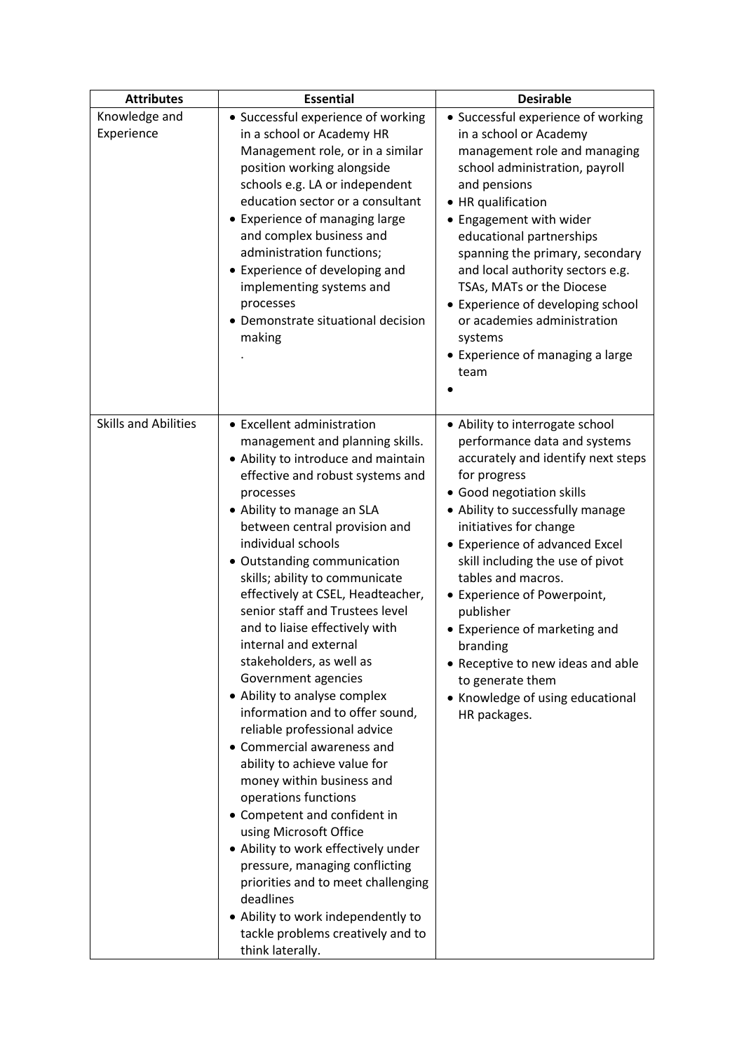| Attributes | Essential | Desirable |
|---|---|---|
| Knowledge and Experience | • Successful experience of working in a school or Academy HR Management role, or in a similar position working alongside schools e.g. LA or independent education sector or a consultant<br>• Experience of managing large and complex business and administration functions;<br>• Experience of developing and implementing systems and processes<br>• Demonstrate situational decision making<br>. | • Successful experience of working in a school or Academy management role and managing school administration, payroll and pensions<br>• HR qualification<br>• Engagement with wider educational partnerships spanning the primary, secondary and local authority sectors e.g. TSAs, MATs or the Diocese<br>• Experience of developing school or academies administration systems<br>• Experience of managing a large team<br>• |
| Skills and Abilities | • Excellent administration management and planning skills.<br>• Ability to introduce and maintain effective and robust systems and processes<br>• Ability to manage an SLA between central provision and individual schools<br>• Outstanding communication skills; ability to communicate effectively at CSEL, Headteacher, senior staff and Trustees level and to liaise effectively with internal and external stakeholders, as well as Government agencies<br>• Ability to analyse complex information and to offer sound, reliable professional advice<br>• Commercial awareness and ability to achieve value for money within business and operations functions<br>• Competent and confident in using Microsoft Office<br>• Ability to work effectively under pressure, managing conflicting priorities and to meet challenging deadlines<br>• Ability to work independently to tackle problems creatively and to think laterally. | • Ability to interrogate school performance data and systems accurately and identify next steps for progress<br>• Good negotiation skills<br>• Ability to successfully manage initiatives for change<br>• Experience of advanced Excel skill including the use of pivot tables and macros.<br>• Experience of Powerpoint, publisher<br>• Experience of marketing and branding<br>• Receptive to new ideas and able to generate them<br>• Knowledge of using educational HR packages. |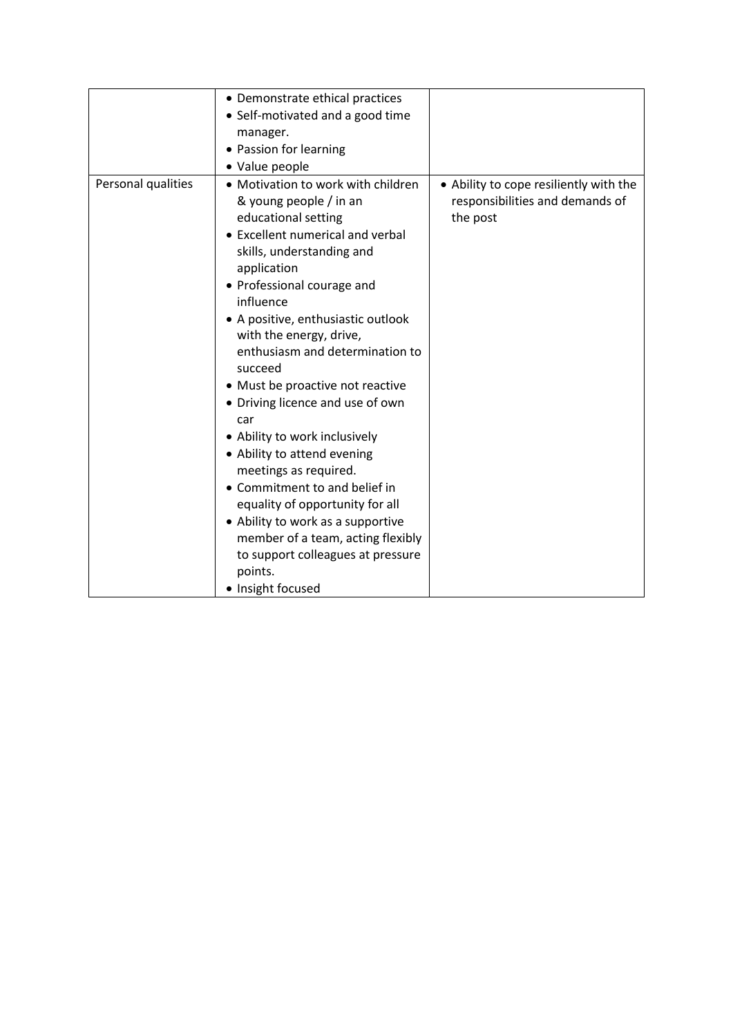| | | |
|---|---|---|
| | • Demonstrate ethical practices<br>• Self-motivated and a good time manager.<br>• Passion for learning<br>• Value people | |
| Personal qualities | • Motivation to work with children & young people / in an educational setting<br>• Excellent numerical and verbal skills, understanding and application<br>• Professional courage and influence<br>• A positive, enthusiastic outlook with the energy, drive, enthusiasm and determination to succeed<br>• Must be proactive not reactive<br>• Driving licence and use of own car<br>• Ability to work inclusively<br>• Ability to attend evening meetings as required.<br>• Commitment to and belief in equality of opportunity for all<br>• Ability to work as a supportive member of a team, acting flexibly to support colleagues at pressure points.<br>• Insight focused | • Ability to cope resiliently with the responsibilities and demands of the post |